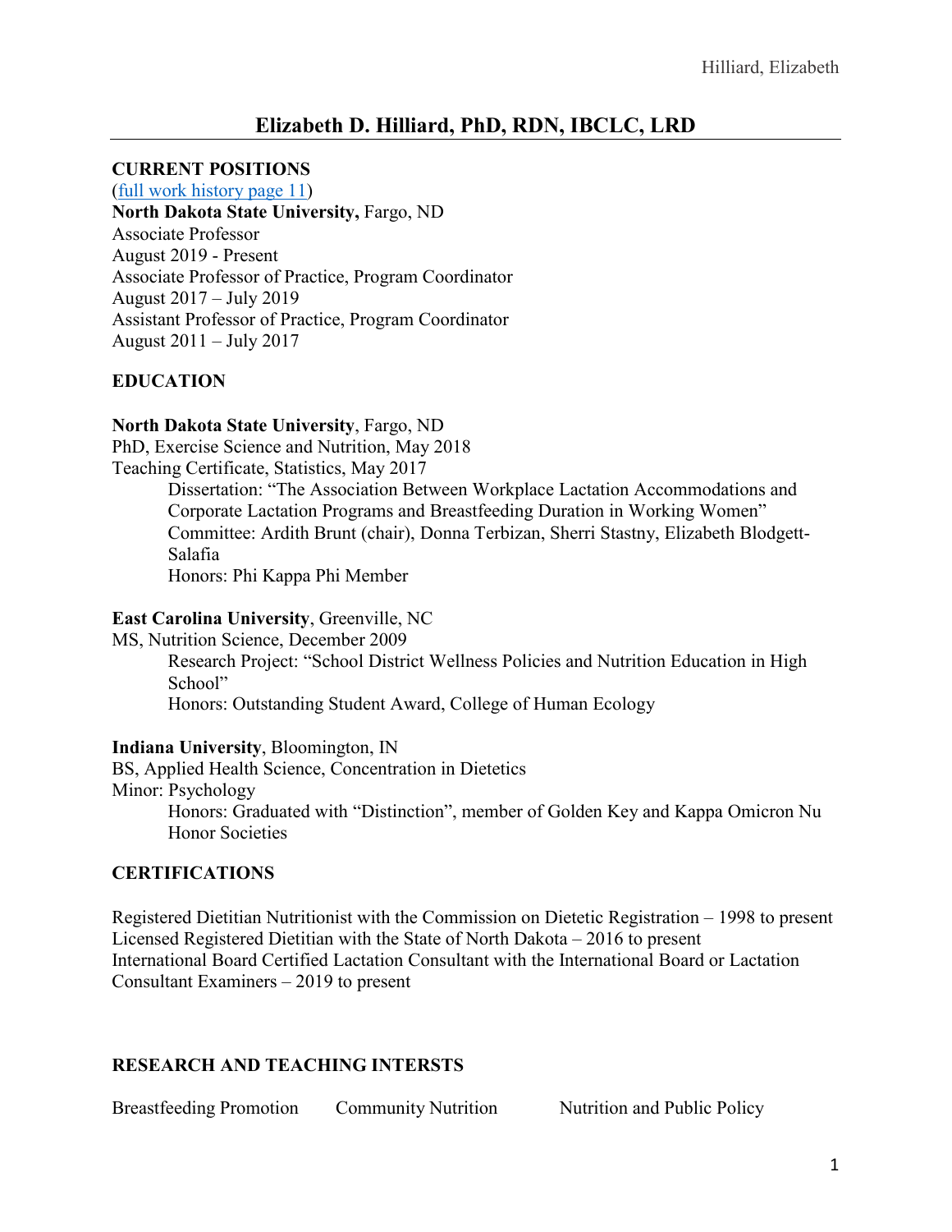# Elizabeth D. Hilliard, PhD, RDN, IBCLC, LRD

## CURRENT POSITIONS

([full work history page 11](#))

**North Dakota State University,** Fargo, ND
Associate Professor
August 2019 - Present
Associate Professor of Practice, Program Coordinator
August 2017 – July 2019
Assistant Professor of Practice, Program Coordinator
August 2011 – July 2017

## EDUCATION

**North Dakota State University**, Fargo, ND
PhD, Exercise Science and Nutrition, May 2018
Teaching Certificate, Statistics, May 2017

> Dissertation: "The Association Between Workplace Lactation Accommodations and Corporate Lactation Programs and Breastfeeding Duration in Working Women"
> Committee: Ardith Brunt (chair), Donna Terbizan, Sherri Stastny, Elizabeth Blodgett-Salafia
> Honors: Phi Kappa Phi Member

**East Carolina University**, Greenville, NC
MS, Nutrition Science, December 2009

> Research Project: "School District Wellness Policies and Nutrition Education in High School"
> Honors: Outstanding Student Award, College of Human Ecology

**Indiana University**, Bloomington, IN
BS, Applied Health Science, Concentration in Dietetics
Minor: Psychology

> Honors: Graduated with "Distinction", member of Golden Key and Kappa Omicron Nu Honor Societies

## CERTIFICATIONS

Registered Dietitian Nutritionist with the Commission on Dietetic Registration – 1998 to present
Licensed Registered Dietitian with the State of North Dakota – 2016 to present
International Board Certified Lactation Consultant with the International Board or Lactation Consultant Examiners – 2019 to present

## RESEARCH AND TEACHING INTERSTS

Breastfeeding Promotion    Community Nutrition    Nutrition and Public Policy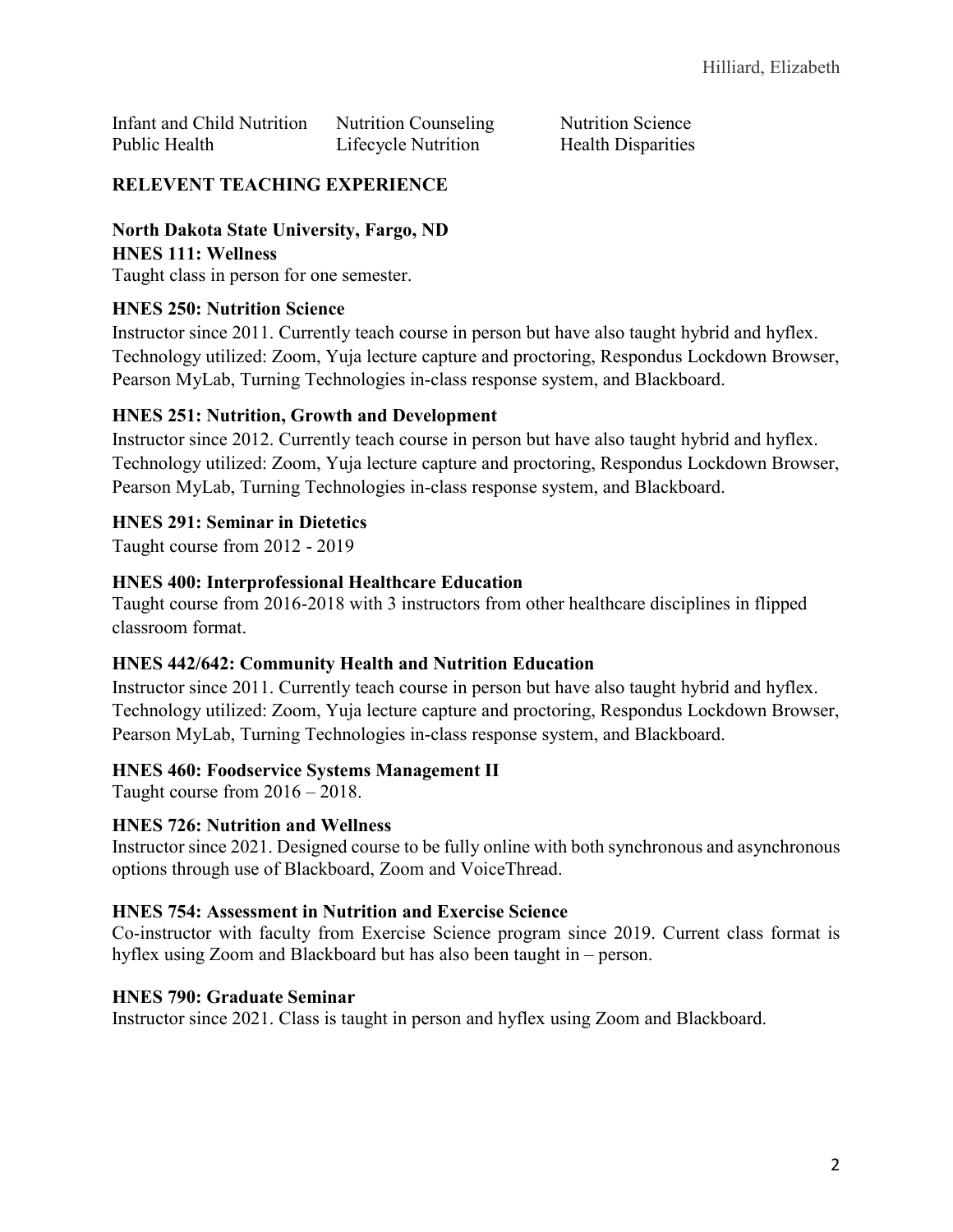Infant and Child Nutrition
Nutrition Counseling
Nutrition Science
Public Health
Lifecycle Nutrition
Health Disparities

## RELEVENT TEACHING EXPERIENCE

### North Dakota State University, Fargo, ND

**HNES 111: Wellness**

Taught class in person for one semester.

**HNES 250: Nutrition Science**

Instructor since 2011. Currently teach course in person but have also taught hybrid and hyflex. Technology utilized: Zoom, Yuja lecture capture and proctoring, Respondus Lockdown Browser, Pearson MyLab, Turning Technologies in-class response system, and Blackboard.

**HNES 251: Nutrition, Growth and Development**

Instructor since 2012. Currently teach course in person but have also taught hybrid and hyflex. Technology utilized: Zoom, Yuja lecture capture and proctoring, Respondus Lockdown Browser, Pearson MyLab, Turning Technologies in-class response system, and Blackboard.

**HNES 291: Seminar in Dietetics**

Taught course from 2012 - 2019

**HNES 400: Interprofessional Healthcare Education**

Taught course from 2016-2018 with 3 instructors from other healthcare disciplines in flipped classroom format.

**HNES 442/642: Community Health and Nutrition Education**

Instructor since 2011. Currently teach course in person but have also taught hybrid and hyflex. Technology utilized: Zoom, Yuja lecture capture and proctoring, Respondus Lockdown Browser, Pearson MyLab, Turning Technologies in-class response system, and Blackboard.

**HNES 460: Foodservice Systems Management II**

Taught course from 2016 – 2018.

**HNES 726: Nutrition and Wellness**

Instructor since 2021. Designed course to be fully online with both synchronous and asynchronous options through use of Blackboard, Zoom and VoiceThread.

**HNES 754: Assessment in Nutrition and Exercise Science**

Co-instructor with faculty from Exercise Science program since 2019. Current class format is hyflex using Zoom and Blackboard but has also been taught in – person.

**HNES 790: Graduate Seminar**

Instructor since 2021. Class is taught in person and hyflex using Zoom and Blackboard.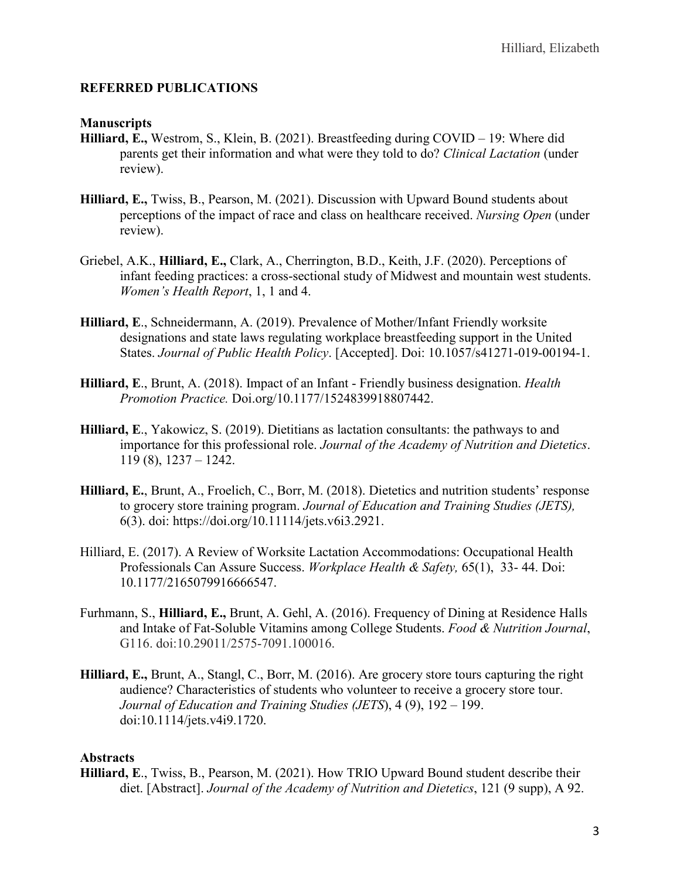## REFERRED PUBLICATIONS

### Manuscripts

**Hilliard, E.,** Westrom, S., Klein, B. (2021). Breastfeeding during COVID – 19: Where did parents get their information and what were they told to do? *Clinical Lactation* (under review).

**Hilliard, E.,** Twiss, B., Pearson, M. (2021). Discussion with Upward Bound students about perceptions of the impact of race and class on healthcare received. *Nursing Open* (under review).

Griebel, A.K., **Hilliard, E.,** Clark, A., Cherrington, B.D., Keith, J.F. (2020). Perceptions of infant feeding practices: a cross-sectional study of Midwest and mountain west students. *Women's Health Report*, 1, 1 and 4.

**Hilliard, E**., Schneidermann, A. (2019). Prevalence of Mother/Infant Friendly worksite designations and state laws regulating workplace breastfeeding support in the United States. *Journal of Public Health Policy*. [Accepted]. Doi: 10.1057/s41271-019-00194-1.

**Hilliard, E**., Brunt, A. (2018). Impact of an Infant - Friendly business designation. *Health Promotion Practice.* Doi.org/10.1177/1524839918807442.

**Hilliard, E**., Yakowicz, S. (2019). Dietitians as lactation consultants: the pathways to and importance for this professional role. *Journal of the Academy of Nutrition and Dietetics*. 119 (8), 1237 – 1242.

**Hilliard, E.**, Brunt, A., Froelich, C., Borr, M. (2018). Dietetics and nutrition students' response to grocery store training program. *Journal of Education and Training Studies (JETS),* 6(3). doi: https://doi.org/10.11114/jets.v6i3.2921.

Hilliard, E. (2017). A Review of Worksite Lactation Accommodations: Occupational Health Professionals Can Assure Success. *Workplace Health & Safety,* 65(1), 33- 44. Doi: 10.1177/2165079916666547.

Furhmann, S., **Hilliard, E.,** Brunt, A. Gehl, A. (2016). Frequency of Dining at Residence Halls and Intake of Fat-Soluble Vitamins among College Students. *Food & Nutrition Journal*, G116. doi:10.29011/2575-7091.100016.

**Hilliard, E.,** Brunt, A., Stangl, C., Borr, M. (2016). Are grocery store tours capturing the right audience? Characteristics of students who volunteer to receive a grocery store tour. *Journal of Education and Training Studies (JETS*), 4 (9), 192 – 199. doi:10.1114/jets.v4i9.1720.

### Abstracts

**Hilliard, E**., Twiss, B., Pearson, M. (2021). How TRIO Upward Bound student describe their diet. [Abstract]. *Journal of the Academy of Nutrition and Dietetics*, 121 (9 supp), A 92.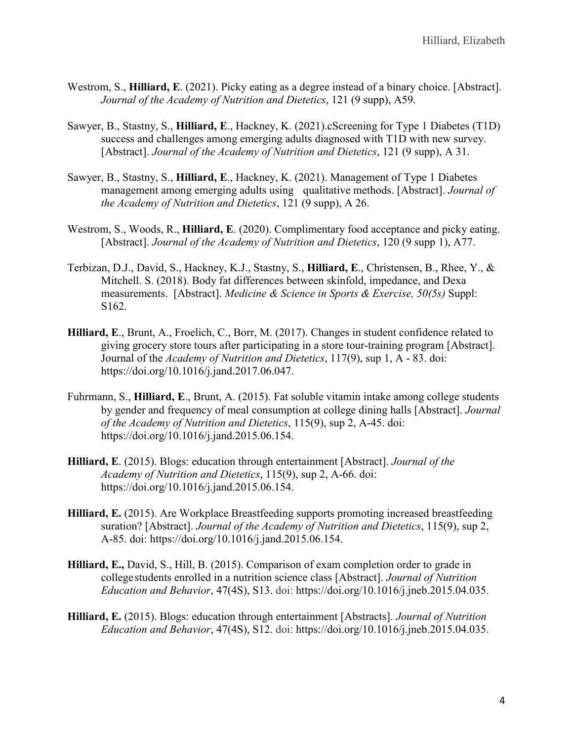Westrom, S., **Hilliard, E**. (2021). Picky eating as a degree instead of a binary choice. [Abstract]. *Journal of the Academy of Nutrition and Dietetics*, 121 (9 supp), A59.

Sawyer, B., Stastny, S., **Hilliard, E**., Hackney, K. (2021).cScreening for Type 1 Diabetes (T1D) success and challenges among emerging adults diagnosed with T1D with new survey. [Abstract]. *Journal of the Academy of Nutrition and Dietetics*, 121 (9 supp), A 31.

Sawyer, B., Stastny, S., **Hilliard, E**., Hackney, K. (2021). Management of Type 1 Diabetes management among emerging adults using qualitative methods. [Abstract]. *Journal of the Academy of Nutrition and Dietetics*, 121 (9 supp), A 26.

Westrom, S., Woods, R., **Hilliard, E**. (2020). Complimentary food acceptance and picky eating. [Abstract]. *Journal of the Academy of Nutrition and Dietetics*, 120 (9 supp 1), A77.

Terbizan, D.J., David, S., Hackney, K.J., Stastny, S., **Hilliard, E**., Christensen, B., Rhee, Y., & Mitchell. S. (2018). Body fat differences between skinfold, impedance, and Dexa measurements. [Abstract]. *Medicine & Science in Sports & Exercise, 50(5s)* Suppl: S162.

**Hilliard, E**., Brunt, A., Froelich, C., Borr, M. (2017). Changes in student confidence related to giving grocery store tours after participating in a store tour-training program [Abstract]. Journal of the *Academy of Nutrition and Dietetics*, 117(9), sup 1, A - 83. doi: https://doi.org/10.1016/j.jand.2017.06.047.

Fuhrmann, S., **Hilliard, E**., Brunt, A. (2015). Fat soluble vitamin intake among college students by gender and frequency of meal consumption at college dining halls [Abstract]. *Journal of the Academy of Nutrition and Dietetics*, 115(9), sup 2, A-45. doi: https://doi.org/10.1016/j.jand.2015.06.154.

**Hilliard, E**. (2015). Blogs: education through entertainment [Abstract]. *Journal of the Academy of Nutrition and Dietetics*, 115(9), sup 2, A-66. doi: https://doi.org/10.1016/j.jand.2015.06.154.

**Hilliard, E.** (2015). Are Workplace Breastfeeding supports promoting increased breastfeeding suration? [Abstract]. *Journal of the Academy of Nutrition and Dietetics*, 115(9), sup 2, A-85. doi: https://doi.org/10.1016/j.jand.2015.06.154.

**Hilliard, E.,** David, S., Hill, B. (2015). Comparison of exam completion order to grade in college students enrolled in a nutrition science class [Abstract]. *Journal of Nutrition Education and Behavior*, 47(4S), S13. doi: https://doi.org/10.1016/j.jneb.2015.04.035.

**Hilliard, E.** (2015). Blogs: education through entertainment [Abstracts]. *Journal of Nutrition Education and Behavior*, 47(4S), S12. doi: https://doi.org/10.1016/j.jneb.2015.04.035.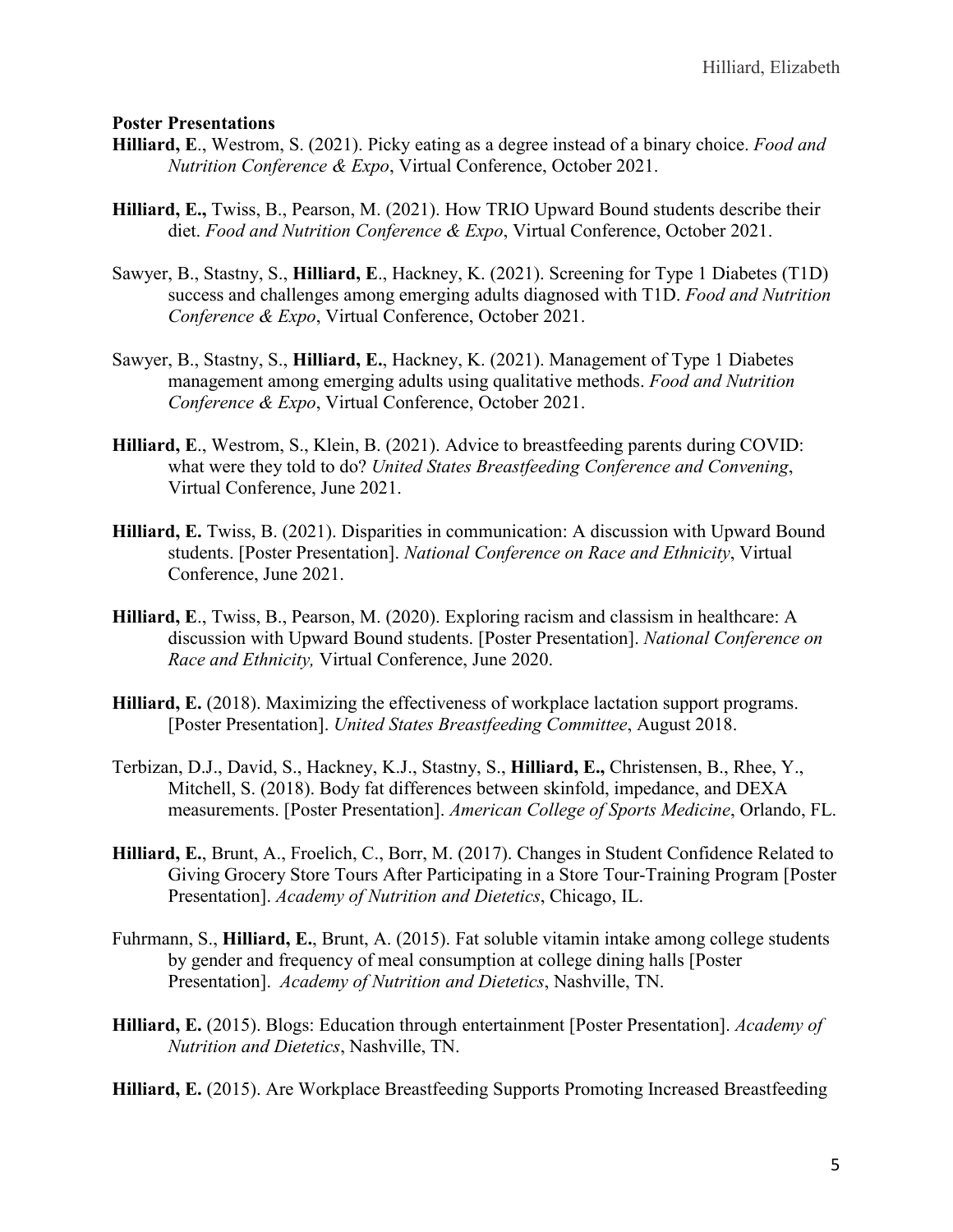**Poster Presentations**

**Hilliard, E**., Westrom, S. (2021). Picky eating as a degree instead of a binary choice. *Food and Nutrition Conference & Expo*, Virtual Conference, October 2021.

**Hilliard, E.,** Twiss, B., Pearson, M. (2021). How TRIO Upward Bound students describe their diet. *Food and Nutrition Conference & Expo*, Virtual Conference, October 2021.

Sawyer, B., Stastny, S., **Hilliard, E**., Hackney, K. (2021). Screening for Type 1 Diabetes (T1D) success and challenges among emerging adults diagnosed with T1D. *Food and Nutrition Conference & Expo*, Virtual Conference, October 2021.

Sawyer, B., Stastny, S., **Hilliard, E.**, Hackney, K. (2021). Management of Type 1 Diabetes management among emerging adults using qualitative methods. *Food and Nutrition Conference & Expo*, Virtual Conference, October 2021.

**Hilliard, E**., Westrom, S., Klein, B. (2021). Advice to breastfeeding parents during COVID: what were they told to do? *United States Breastfeeding Conference and Convening*, Virtual Conference, June 2021.

**Hilliard, E.** Twiss, B. (2021). Disparities in communication: A discussion with Upward Bound students. [Poster Presentation]. *National Conference on Race and Ethnicity*, Virtual Conference, June 2021.

**Hilliard, E**., Twiss, B., Pearson, M. (2020). Exploring racism and classism in healthcare: A discussion with Upward Bound students. [Poster Presentation]. *National Conference on Race and Ethnicity,* Virtual Conference, June 2020.

**Hilliard, E.** (2018). Maximizing the effectiveness of workplace lactation support programs. [Poster Presentation]. *United States Breastfeeding Committee*, August 2018.

Terbizan, D.J., David, S., Hackney, K.J., Stastny, S., **Hilliard, E.,** Christensen, B., Rhee, Y., Mitchell, S. (2018). Body fat differences between skinfold, impedance, and DEXA measurements. [Poster Presentation]. *American College of Sports Medicine*, Orlando, FL.

**Hilliard, E.**, Brunt, A., Froelich, C., Borr, M. (2017). Changes in Student Confidence Related to Giving Grocery Store Tours After Participating in a Store Tour-Training Program [Poster Presentation]. *Academy of Nutrition and Dietetics*, Chicago, IL.

Fuhrmann, S., **Hilliard, E.**, Brunt, A. (2015). Fat soluble vitamin intake among college students by gender and frequency of meal consumption at college dining halls [Poster Presentation]. *Academy of Nutrition and Dietetics*, Nashville, TN.

**Hilliard, E.** (2015). Blogs: Education through entertainment [Poster Presentation]. *Academy of Nutrition and Dietetics*, Nashville, TN.

**Hilliard, E.** (2015). Are Workplace Breastfeeding Supports Promoting Increased Breastfeeding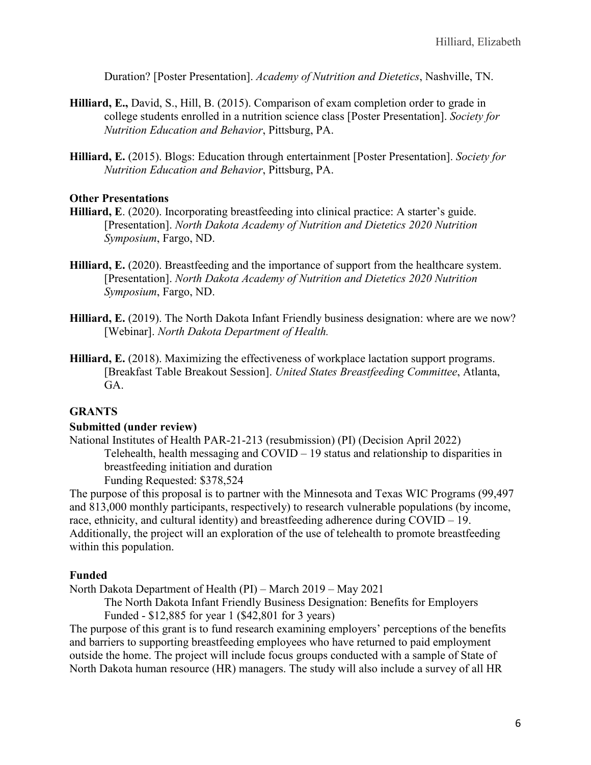Duration? [Poster Presentation]. *Academy of Nutrition and Dietetics*, Nashville, TN.

**Hilliard, E.,** David, S., Hill, B. (2015). Comparison of exam completion order to grade in college students enrolled in a nutrition science class [Poster Presentation]. *Society for Nutrition Education and Behavior*, Pittsburg, PA.

**Hilliard, E.** (2015). Blogs: Education through entertainment [Poster Presentation]. *Society for Nutrition Education and Behavior*, Pittsburg, PA.

### Other Presentations

**Hilliard, E**. (2020). Incorporating breastfeeding into clinical practice: A starter's guide. [Presentation]. *North Dakota Academy of Nutrition and Dietetics 2020 Nutrition Symposium*, Fargo, ND.

**Hilliard, E.** (2020). Breastfeeding and the importance of support from the healthcare system. [Presentation]. *North Dakota Academy of Nutrition and Dietetics 2020 Nutrition Symposium*, Fargo, ND.

**Hilliard, E.** (2019). The North Dakota Infant Friendly business designation: where are we now? [Webinar]. *North Dakota Department of Health.*

**Hilliard, E.** (2018). Maximizing the effectiveness of workplace lactation support programs. [Breakfast Table Breakout Session]. *United States Breastfeeding Committee*, Atlanta, GA.

## GRANTS

### Submitted (under review)

National Institutes of Health PAR-21-213 (resubmission) (PI) (Decision April 2022)

Telehealth, health messaging and COVID – 19 status and relationship to disparities in breastfeeding initiation and duration

Funding Requested: $378,524

The purpose of this proposal is to partner with the Minnesota and Texas WIC Programs (99,497 and 813,000 monthly participants, respectively) to research vulnerable populations (by income, race, ethnicity, and cultural identity) and breastfeeding adherence during COVID – 19. Additionally, the project will an exploration of the use of telehealth to promote breastfeeding within this population.

### Funded

North Dakota Department of Health (PI) – March 2019 – May 2021

The North Dakota Infant Friendly Business Designation: Benefits for Employers

Funded - $12,885 for year 1 ($42,801 for 3 years)

The purpose of this grant is to fund research examining employers' perceptions of the benefits and barriers to supporting breastfeeding employees who have returned to paid employment outside the home. The project will include focus groups conducted with a sample of State of North Dakota human resource (HR) managers. The study will also include a survey of all HR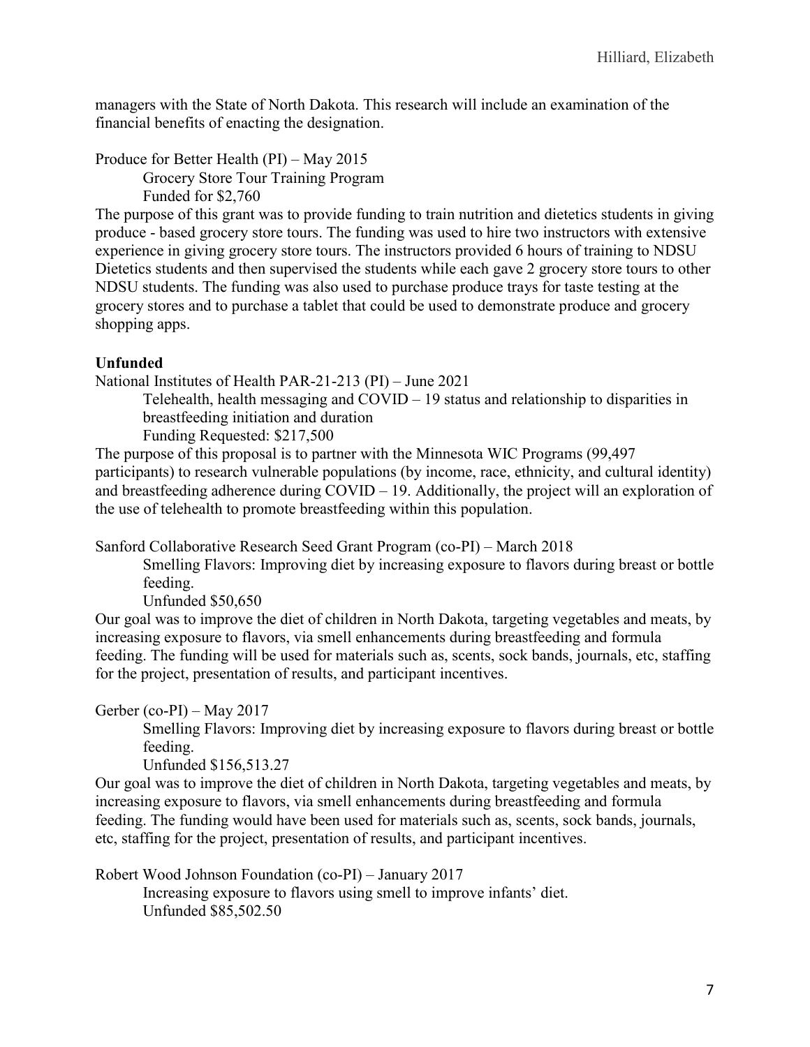managers with the State of North Dakota. This research will include an examination of the financial benefits of enacting the designation.

Produce for Better Health (PI) – May 2015
    Grocery Store Tour Training Program
    Funded for $2,760
The purpose of this grant was to provide funding to train nutrition and dietetics students in giving produce - based grocery store tours. The funding was used to hire two instructors with extensive experience in giving grocery store tours. The instructors provided 6 hours of training to NDSU Dietetics students and then supervised the students while each gave 2 grocery store tours to other NDSU students. The funding was also used to purchase produce trays for taste testing at the grocery stores and to purchase a tablet that could be used to demonstrate produce and grocery shopping apps.

**Unfunded**

National Institutes of Health PAR-21-213 (PI) – June 2021
    Telehealth, health messaging and COVID – 19 status and relationship to disparities in breastfeeding initiation and duration
    Funding Requested: $217,500
The purpose of this proposal is to partner with the Minnesota WIC Programs (99,497 participants) to research vulnerable populations (by income, race, ethnicity, and cultural identity) and breastfeeding adherence during COVID – 19. Additionally, the project will an exploration of the use of telehealth to promote breastfeeding within this population.

Sanford Collaborative Research Seed Grant Program (co-PI) – March 2018
    Smelling Flavors: Improving diet by increasing exposure to flavors during breast or bottle feeding.
    Unfunded $50,650
Our goal was to improve the diet of children in North Dakota, targeting vegetables and meats, by increasing exposure to flavors, via smell enhancements during breastfeeding and formula feeding. The funding will be used for materials such as, scents, sock bands, journals, etc, staffing for the project, presentation of results, and participant incentives.

Gerber (co-PI) – May 2017
    Smelling Flavors: Improving diet by increasing exposure to flavors during breast or bottle feeding.
    Unfunded $156,513.27
Our goal was to improve the diet of children in North Dakota, targeting vegetables and meats, by increasing exposure to flavors, via smell enhancements during breastfeeding and formula feeding. The funding would have been used for materials such as, scents, sock bands, journals, etc, staffing for the project, presentation of results, and participant incentives.

Robert Wood Johnson Foundation (co-PI) – January 2017
    Increasing exposure to flavors using smell to improve infants' diet.
    Unfunded $85,502.50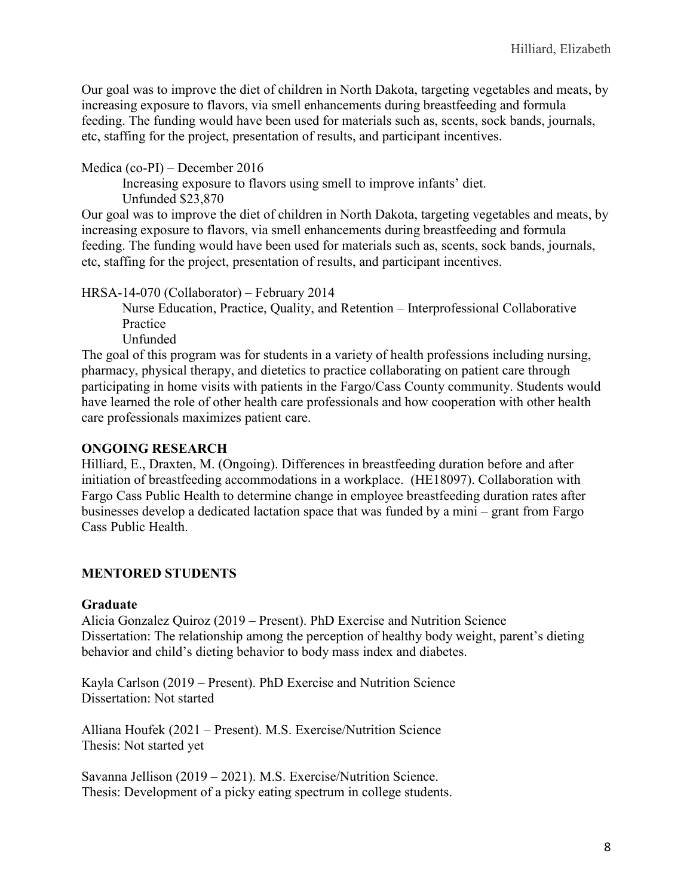Our goal was to improve the diet of children in North Dakota, targeting vegetables and meats, by increasing exposure to flavors, via smell enhancements during breastfeeding and formula feeding. The funding would have been used for materials such as, scents, sock bands, journals, etc, staffing for the project, presentation of results, and participant incentives.

Medica (co-PI) – December 2016

Increasing exposure to flavors using smell to improve infants' diet.
Unfunded $23,870

Our goal was to improve the diet of children in North Dakota, targeting vegetables and meats, by increasing exposure to flavors, via smell enhancements during breastfeeding and formula feeding. The funding would have been used for materials such as, scents, sock bands, journals, etc, staffing for the project, presentation of results, and participant incentives.

HRSA-14-070 (Collaborator) – February 2014

Nurse Education, Practice, Quality, and Retention – Interprofessional Collaborative Practice
Unfunded

The goal of this program was for students in a variety of health professions including nursing, pharmacy, physical therapy, and dietetics to practice collaborating on patient care through participating in home visits with patients in the Fargo/Cass County community. Students would have learned the role of other health care professionals and how cooperation with other health care professionals maximizes patient care.

## ONGOING RESEARCH

Hilliard, E., Draxten, M. (Ongoing). Differences in breastfeeding duration before and after initiation of breastfeeding accommodations in a workplace. (HE18097). Collaboration with Fargo Cass Public Health to determine change in employee breastfeeding duration rates after businesses develop a dedicated lactation space that was funded by a mini – grant from Fargo Cass Public Health.

## MENTORED STUDENTS

### Graduate

Alicia Gonzalez Quiroz (2019 – Present). PhD Exercise and Nutrition Science
Dissertation: The relationship among the perception of healthy body weight, parent's dieting behavior and child's dieting behavior to body mass index and diabetes.

Kayla Carlson (2019 – Present). PhD Exercise and Nutrition Science
Dissertation: Not started

Alliana Houfek (2021 – Present). M.S. Exercise/Nutrition Science
Thesis: Not started yet

Savanna Jellison (2019 – 2021). M.S. Exercise/Nutrition Science.
Thesis: Development of a picky eating spectrum in college students.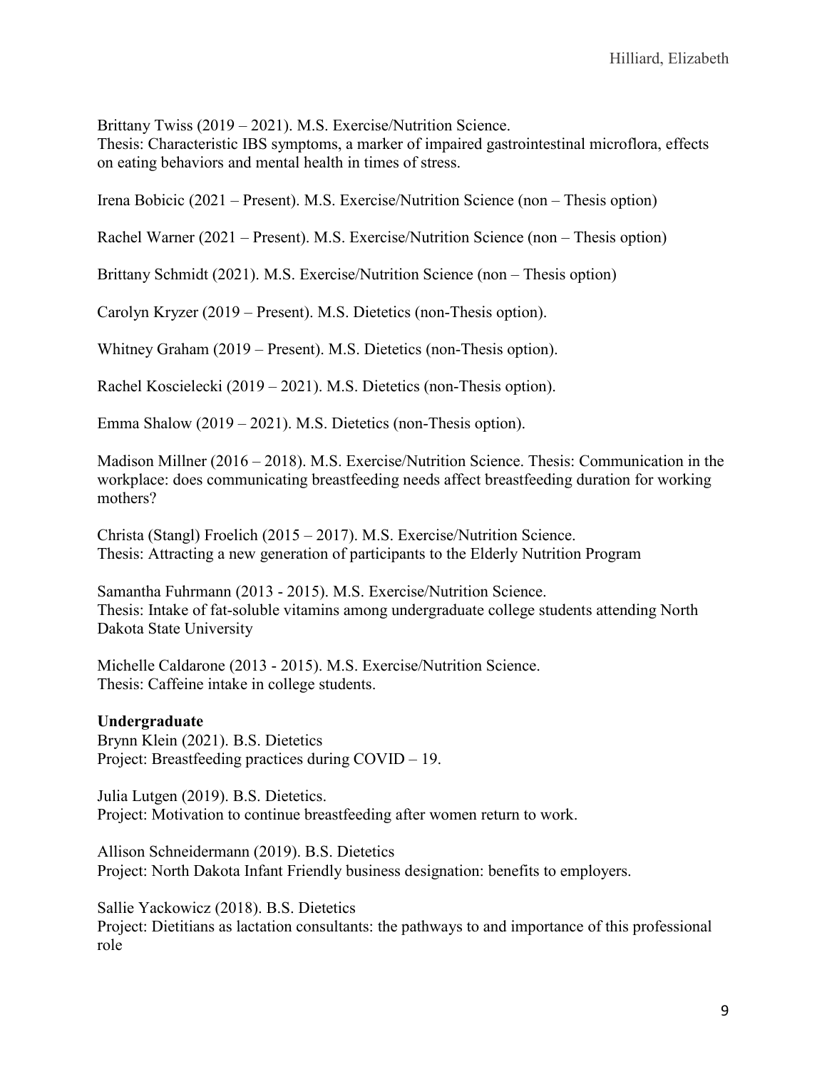Brittany Twiss (2019 – 2021). M.S. Exercise/Nutrition Science.
Thesis: Characteristic IBS symptoms, a marker of impaired gastrointestinal microflora, effects on eating behaviors and mental health in times of stress.

Irena Bobicic (2021 – Present). M.S. Exercise/Nutrition Science (non – Thesis option)

Rachel Warner (2021 – Present). M.S. Exercise/Nutrition Science (non – Thesis option)

Brittany Schmidt (2021). M.S. Exercise/Nutrition Science (non – Thesis option)

Carolyn Kryzer (2019 – Present). M.S. Dietetics (non-Thesis option).

Whitney Graham (2019 – Present). M.S. Dietetics (non-Thesis option).

Rachel Koscielecki (2019 – 2021). M.S. Dietetics (non-Thesis option).

Emma Shalow (2019 – 2021). M.S. Dietetics (non-Thesis option).

Madison Millner (2016 – 2018). M.S. Exercise/Nutrition Science. Thesis: Communication in the workplace: does communicating breastfeeding needs affect breastfeeding duration for working mothers?

Christa (Stangl) Froelich (2015 – 2017). M.S. Exercise/Nutrition Science.
Thesis: Attracting a new generation of participants to the Elderly Nutrition Program

Samantha Fuhrmann (2013 - 2015). M.S. Exercise/Nutrition Science.
Thesis: Intake of fat-soluble vitamins among undergraduate college students attending North Dakota State University

Michelle Caldarone (2013 - 2015). M.S. Exercise/Nutrition Science.
Thesis: Caffeine intake in college students.

**Undergraduate**

Brynn Klein (2021). B.S. Dietetics
Project: Breastfeeding practices during COVID – 19.

Julia Lutgen (2019). B.S. Dietetics.
Project: Motivation to continue breastfeeding after women return to work.

Allison Schneidermann (2019). B.S. Dietetics
Project: North Dakota Infant Friendly business designation: benefits to employers.

Sallie Yackowicz (2018). B.S. Dietetics
Project: Dietitians as lactation consultants: the pathways to and importance of this professional role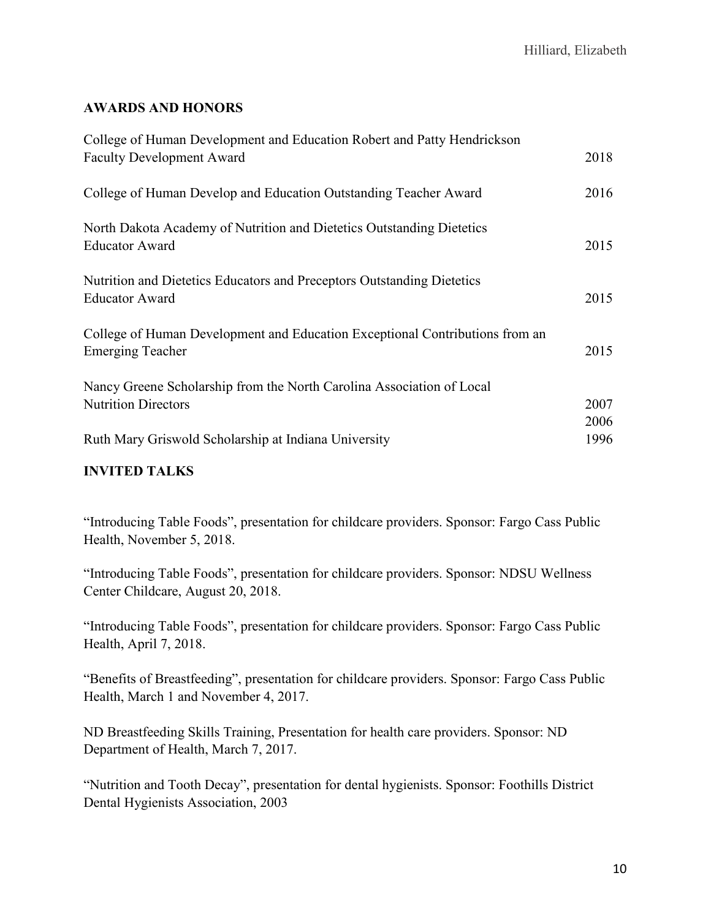## AWARDS AND HONORS

| | |
|---|---|
| College of Human Development and Education Robert and Patty Hendrickson Faculty Development Award | 2018 |
| College of Human Develop and Education Outstanding Teacher Award | 2016 |
| North Dakota Academy of Nutrition and Dietetics Outstanding Dietetics Educator Award | 2015 |
| Nutrition and Dietetics Educators and Preceptors Outstanding Dietetics Educator Award | 2015 |
| College of Human Development and Education Exceptional Contributions from an Emerging Teacher | 2015 |
| Nancy Greene Scholarship from the North Carolina Association of Local Nutrition Directors | 2007<br>2006 |
| Ruth Mary Griswold Scholarship at Indiana University | 1996 |

## INVITED TALKS

"Introducing Table Foods", presentation for childcare providers. Sponsor: Fargo Cass Public Health, November 5, 2018.

"Introducing Table Foods", presentation for childcare providers. Sponsor: NDSU Wellness Center Childcare, August 20, 2018.

"Introducing Table Foods", presentation for childcare providers. Sponsor: Fargo Cass Public Health, April 7, 2018.

"Benefits of Breastfeeding", presentation for childcare providers. Sponsor: Fargo Cass Public Health, March 1 and November 4, 2017.

ND Breastfeeding Skills Training, Presentation for health care providers. Sponsor: ND Department of Health, March 7, 2017.

"Nutrition and Tooth Decay", presentation for dental hygienists. Sponsor: Foothills District Dental Hygienists Association, 2003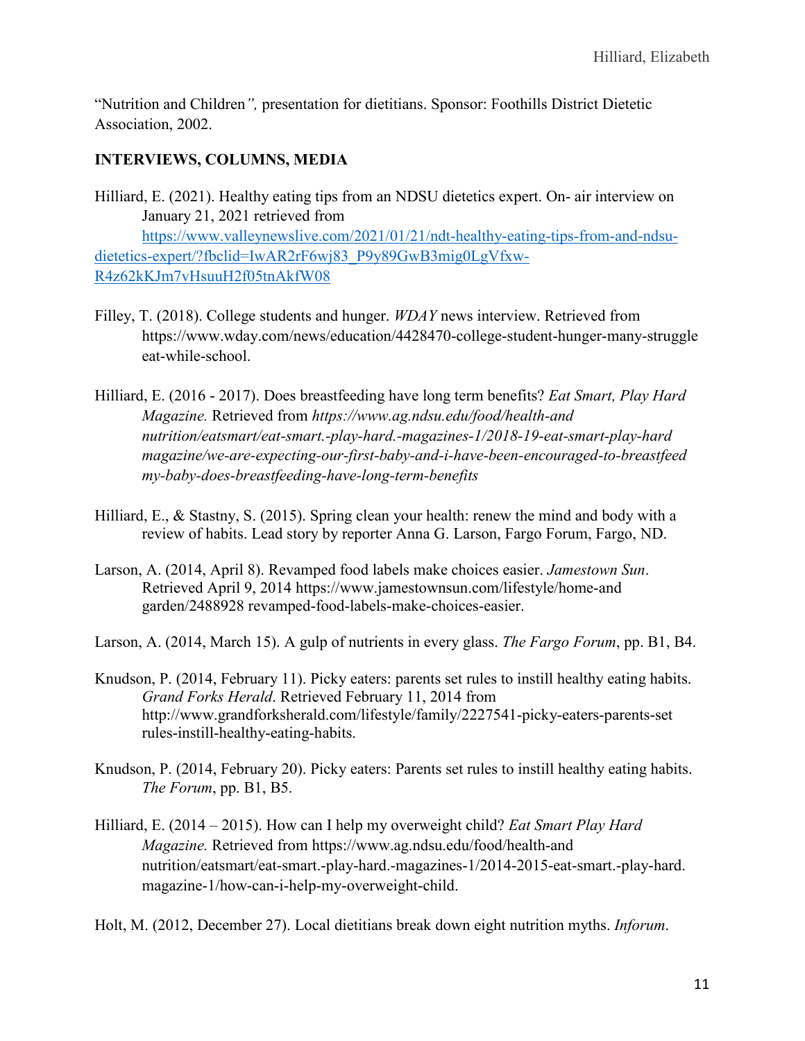"Nutrition and Children*",* presentation for dietitians. Sponsor: Foothills District Dietetic Association, 2002.

**INTERVIEWS, COLUMNS, MEDIA**

Hilliard, E. (2021). Healthy eating tips from an NDSU dietetics expert. On- air interview on January 21, 2021 retrieved from [https://www.valleynewslive.com/2021/01/21/ndt-healthy-eating-tips-from-and-ndsu-dietetics-expert/?fbclid=IwAR2rF6wj83_P9y89GwB3mig0LgVfxw-R4z62kKJm7vHsuuH2f05tnAkfW08](https://www.valleynewslive.com/2021/01/21/ndt-healthy-eating-tips-from-and-ndsu-dietetics-expert/?fbclid=IwAR2rF6wj83_P9y89GwB3mig0LgVfxw-R4z62kKJm7vHsuuH2f05tnAkfW08)

Filley, T. (2018). College students and hunger. *WDAY* news interview. Retrieved from https://www.wday.com/news/education/4428470-college-student-hunger-many-struggle eat-while-school.

Hilliard, E. (2016 - 2017). Does breastfeeding have long term benefits? *Eat Smart, Play Hard Magazine.* Retrieved from *https://www.ag.ndsu.edu/food/health-and nutrition/eatsmart/eat-smart.-play-hard.-magazines-1/2018-19-eat-smart-play-hard magazine/we-are-expecting-our-first-baby-and-i-have-been-encouraged-to-breastfeed my-baby-does-breastfeeding-have-long-term-benefits*

Hilliard, E., & Stastny, S. (2015). Spring clean your health: renew the mind and body with a review of habits. Lead story by reporter Anna G. Larson, Fargo Forum, Fargo, ND.

Larson, A. (2014, April 8). Revamped food labels make choices easier. *Jamestown Sun*. Retrieved April 9, 2014 https://www.jamestownsun.com/lifestyle/home-and garden/2488928 revamped-food-labels-make-choices-easier.

Larson, A. (2014, March 15). A gulp of nutrients in every glass. *The Fargo Forum*, pp. B1, B4.

Knudson, P. (2014, February 11). Picky eaters: parents set rules to instill healthy eating habits. *Grand Forks Herald*. Retrieved February 11, 2014 from http://www.grandforksherald.com/lifestyle/family/2227541-picky-eaters-parents-set rules-instill-healthy-eating-habits.

Knudson, P. (2014, February 20). Picky eaters: Parents set rules to instill healthy eating habits. *The Forum*, pp. B1, B5.

Hilliard, E. (2014 – 2015). How can I help my overweight child? *Eat Smart Play Hard Magazine.* Retrieved from https://www.ag.ndsu.edu/food/health-and nutrition/eatsmart/eat-smart.-play-hard.-magazines-1/2014-2015-eat-smart.-play-hard. magazine-1/how-can-i-help-my-overweight-child.

Holt, M. (2012, December 27). Local dietitians break down eight nutrition myths. *Inforum*.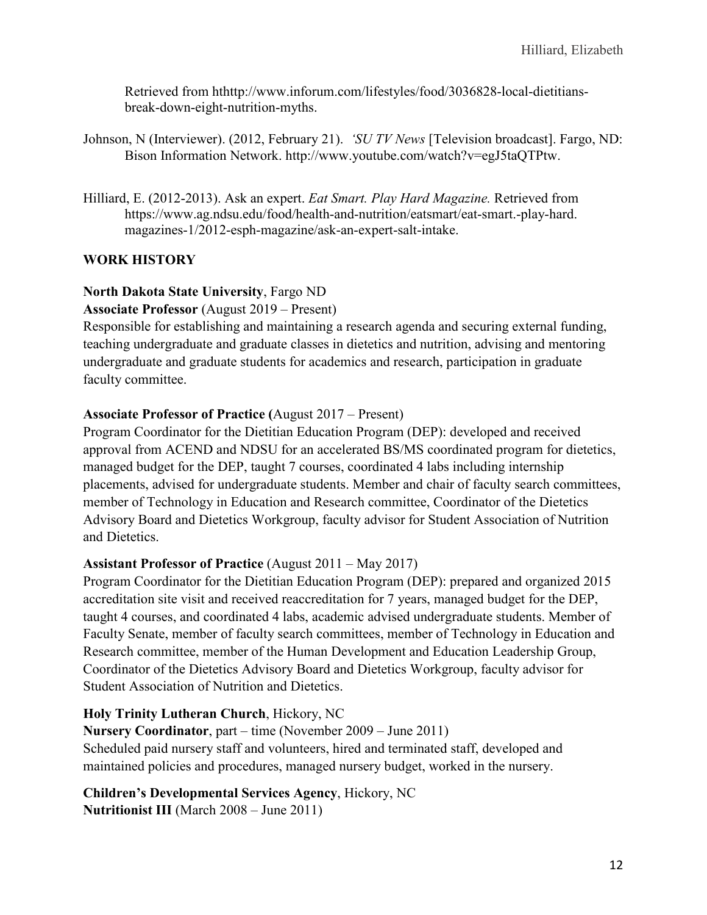Retrieved from hthttp://www.inforum.com/lifestyles/food/3036828-local-dietitians-break-down-eight-nutrition-myths.

Johnson, N (Interviewer). (2012, February 21). *'SU TV News* [Television broadcast]. Fargo, ND: Bison Information Network. http://www.youtube.com/watch?v=egJ5taQTPtw.

Hilliard, E. (2012-2013). Ask an expert. *Eat Smart. Play Hard Magazine.* Retrieved from https://www.ag.ndsu.edu/food/health-and-nutrition/eatsmart/eat-smart.-play-hard. magazines-1/2012-esph-magazine/ask-an-expert-salt-intake.

## WORK HISTORY

**North Dakota State University**, Fargo ND

**Associate Professor** (August 2019 – Present)

Responsible for establishing and maintaining a research agenda and securing external funding, teaching undergraduate and graduate classes in dietetics and nutrition, advising and mentoring undergraduate and graduate students for academics and research, participation in graduate faculty committee.

**Associate Professor of Practice (**August 2017 – Present)

Program Coordinator for the Dietitian Education Program (DEP): developed and received approval from ACEND and NDSU for an accelerated BS/MS coordinated program for dietetics, managed budget for the DEP, taught 7 courses, coordinated 4 labs including internship placements, advised for undergraduate students. Member and chair of faculty search committees, member of Technology in Education and Research committee, Coordinator of the Dietetics Advisory Board and Dietetics Workgroup, faculty advisor for Student Association of Nutrition and Dietetics.

**Assistant Professor of Practice** (August 2011 – May 2017)

Program Coordinator for the Dietitian Education Program (DEP): prepared and organized 2015 accreditation site visit and received reaccreditation for 7 years, managed budget for the DEP, taught 4 courses, and coordinated 4 labs, academic advised undergraduate students. Member of Faculty Senate, member of faculty search committees, member of Technology in Education and Research committee, member of the Human Development and Education Leadership Group, Coordinator of the Dietetics Advisory Board and Dietetics Workgroup, faculty advisor for Student Association of Nutrition and Dietetics.

**Holy Trinity Lutheran Church**, Hickory, NC

**Nursery Coordinator**, part – time (November 2009 – June 2011)

Scheduled paid nursery staff and volunteers, hired and terminated staff, developed and maintained policies and procedures, managed nursery budget, worked in the nursery.

**Children's Developmental Services Agency**, Hickory, NC

**Nutritionist III** (March 2008 – June 2011)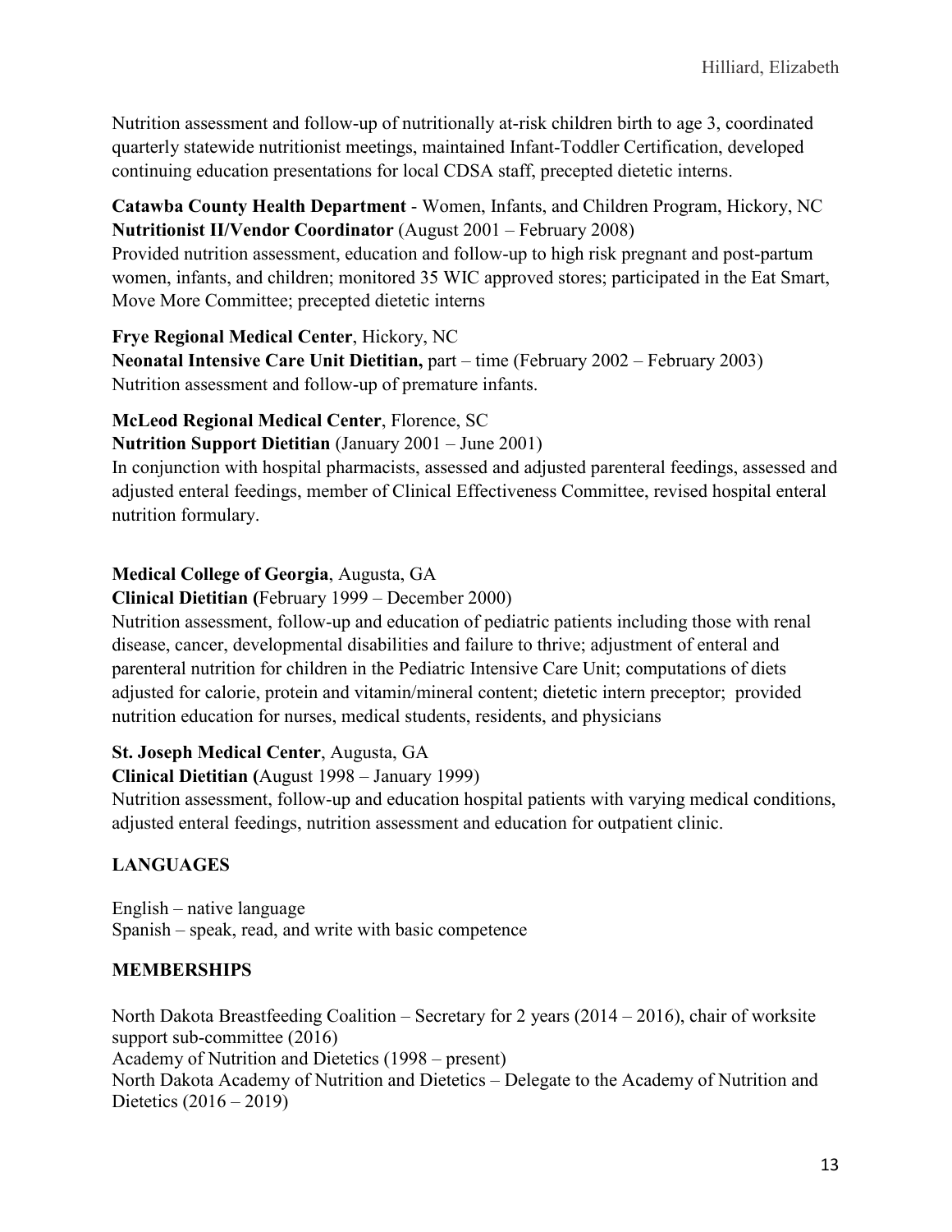Nutrition assessment and follow-up of nutritionally at-risk children birth to age 3, coordinated quarterly statewide nutritionist meetings, maintained Infant-Toddler Certification, developed continuing education presentations for local CDSA staff, precepted dietetic interns.

**Catawba County Health Department** - Women, Infants, and Children Program, Hickory, NC
**Nutritionist II/Vendor Coordinator** (August 2001 – February 2008)
Provided nutrition assessment, education and follow-up to high risk pregnant and post-partum women, infants, and children; monitored 35 WIC approved stores; participated in the Eat Smart, Move More Committee; precepted dietetic interns

**Frye Regional Medical Center**, Hickory, NC
**Neonatal Intensive Care Unit Dietitian,** part – time (February 2002 – February 2003)
Nutrition assessment and follow-up of premature infants.

**McLeod Regional Medical Center**, Florence, SC
**Nutrition Support Dietitian** (January 2001 – June 2001)
In conjunction with hospital pharmacists, assessed and adjusted parenteral feedings, assessed and adjusted enteral feedings, member of Clinical Effectiveness Committee, revised hospital enteral nutrition formulary.

**Medical College of Georgia**, Augusta, GA
**Clinical Dietitian (**February 1999 – December 2000)
Nutrition assessment, follow-up and education of pediatric patients including those with renal disease, cancer, developmental disabilities and failure to thrive; adjustment of enteral and parenteral nutrition for children in the Pediatric Intensive Care Unit; computations of diets adjusted for calorie, protein and vitamin/mineral content; dietetic intern preceptor; provided nutrition education for nurses, medical students, residents, and physicians

**St. Joseph Medical Center**, Augusta, GA
**Clinical Dietitian (**August 1998 – January 1999)
Nutrition assessment, follow-up and education hospital patients with varying medical conditions, adjusted enteral feedings, nutrition assessment and education for outpatient clinic.

## LANGUAGES

English – native language
Spanish – speak, read, and write with basic competence

## MEMBERSHIPS

North Dakota Breastfeeding Coalition – Secretary for 2 years (2014 – 2016), chair of worksite support sub-committee (2016)
Academy of Nutrition and Dietetics (1998 – present)
North Dakota Academy of Nutrition and Dietetics – Delegate to the Academy of Nutrition and Dietetics (2016 – 2019)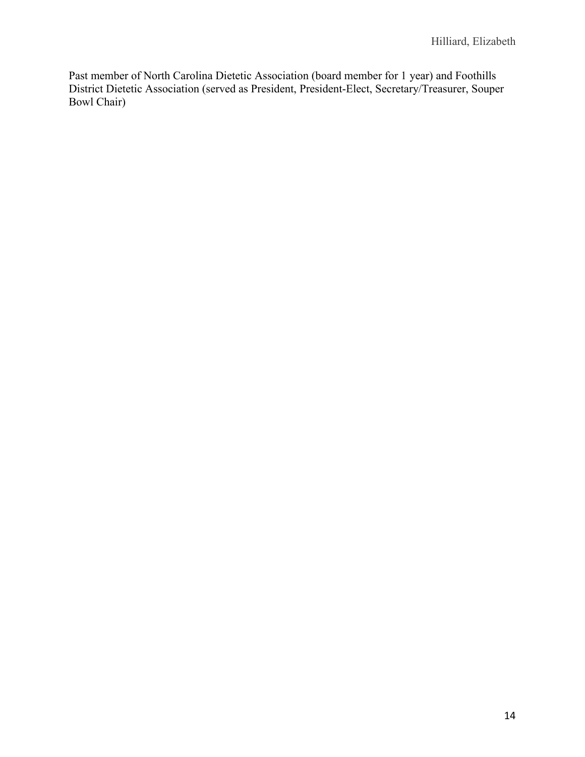Past member of North Carolina Dietetic Association (board member for 1 year) and Foothills District Dietetic Association (served as President, President-Elect, Secretary/Treasurer, Souper Bowl Chair)